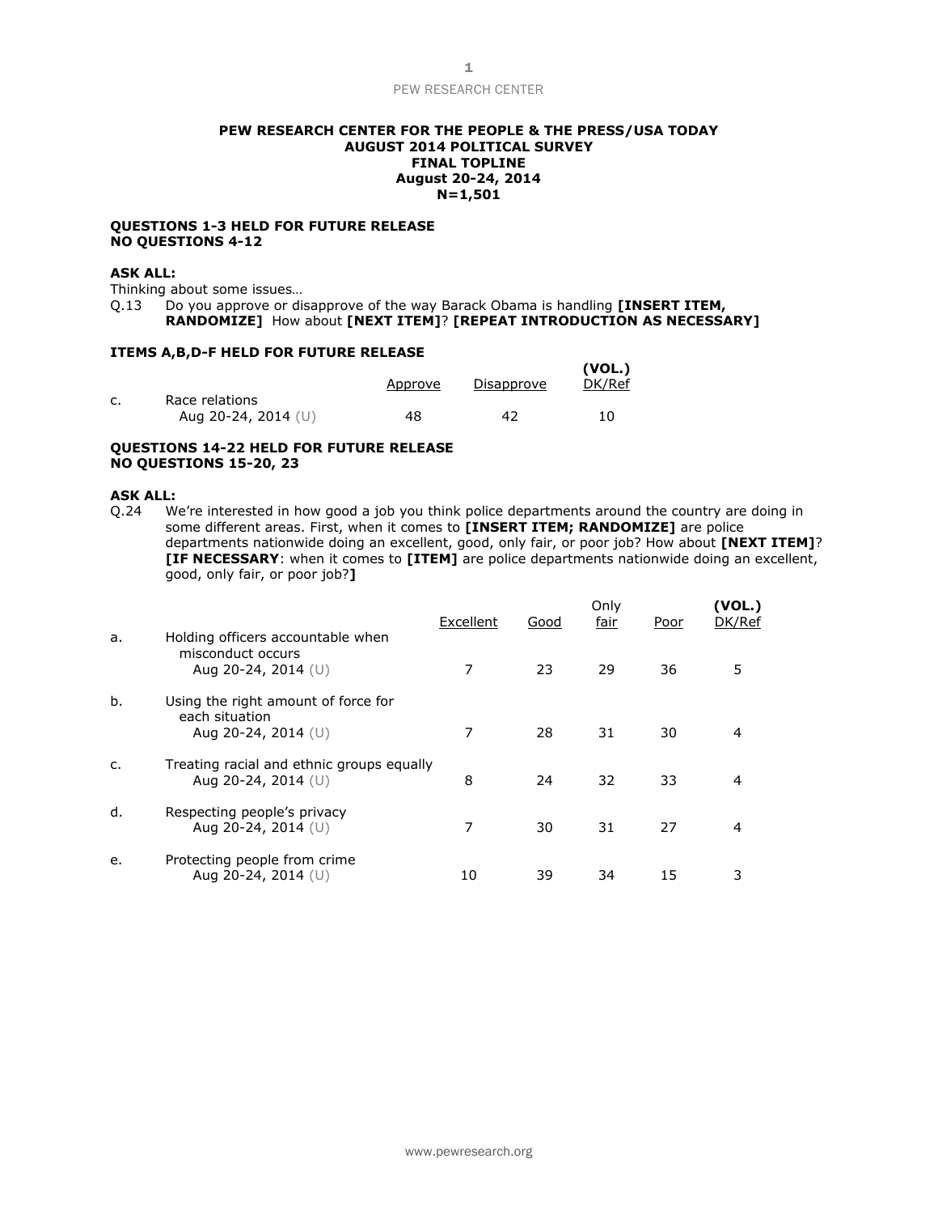**PEW RESEARCH CENTER FOR THE PEOPLE & THE PRESS/USA TODAY**
**AUGUST 2014 POLITICAL SURVEY**
**FINAL TOPLINE**
**August 20-24, 2014**
**N=1,501**

**QUESTIONS 1-3 HELD FOR FUTURE RELEASE**
**NO QUESTIONS 4-12**

**ASK ALL:**
Thinking about some issues…

Q.13 Do you approve or disapprove of the way Barack Obama is handling **[INSERT ITEM, RANDOMIZE]** How about **[NEXT ITEM]**? **[REPEAT INTRODUCTION AS NECESSARY]**

**ITEMS A,B,D-F HELD FOR FUTURE RELEASE**

| | | Approve | Disapprove | **(VOL.)** DK/Ref |
|---|---|---|---|---|
| c. | Race relations | | | |
| | Aug 20-24, 2014 (U) | 48 | 42 | 10 |

**QUESTIONS 14-22 HELD FOR FUTURE RELEASE**
**NO QUESTIONS 15-20, 23**

**ASK ALL:**

Q.24 We're interested in how good a job you think police departments around the country are doing in some different areas. First, when it comes to **[INSERT ITEM; RANDOMIZE]** are police departments nationwide doing an excellent, good, only fair, or poor job? How about **[NEXT ITEM]**? **[IF NECESSARY**: when it comes to **[ITEM]** are police departments nationwide doing an excellent, good, only fair, or poor job?**]**

| | | Excellent | Good | Only fair | Poor | **(VOL.)** DK/Ref |
|---|---|---|---|---|---|---|
| a. | Holding officers accountable when misconduct occurs | | | | | |
| | Aug 20-24, 2014 (U) | 7 | 23 | 29 | 36 | 5 |
| b. | Using the right amount of force for each situation | | | | | |
| | Aug 20-24, 2014 (U) | 7 | 28 | 31 | 30 | 4 |
| c. | Treating racial and ethnic groups equally | | | | | |
| | Aug 20-24, 2014 (U) | 8 | 24 | 32 | 33 | 4 |
| d. | Respecting people's privacy | | | | | |
| | Aug 20-24, 2014 (U) | 7 | 30 | 31 | 27 | 4 |
| e. | Protecting people from crime | | | | | |
| | Aug 20-24, 2014 (U) | 10 | 39 | 34 | 15 | 3 |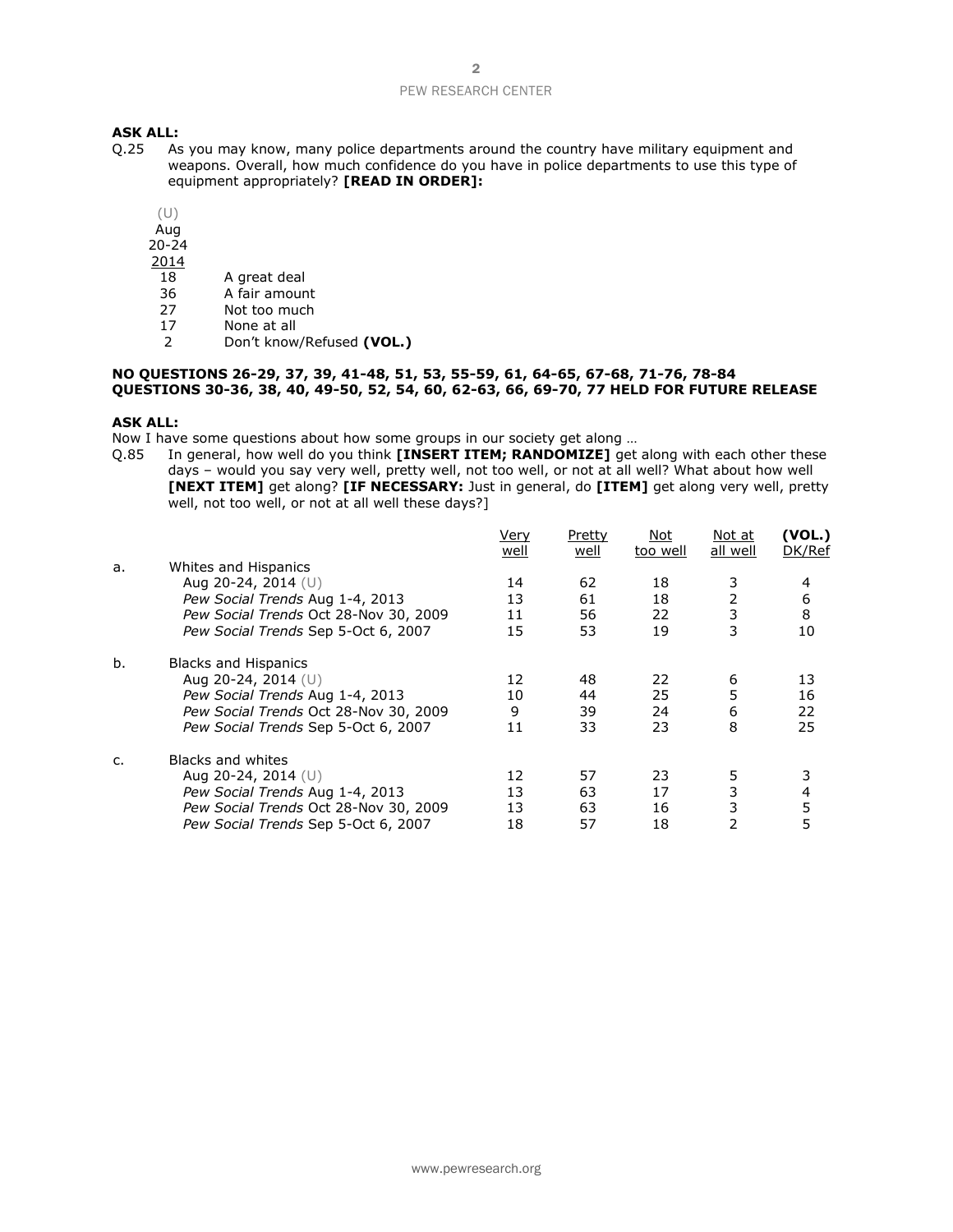**ASK ALL:**

Q.25 As you may know, many police departments around the country have military equipment and weapons. Overall, how much confidence do you have in police departments to use this type of equipment appropriately? **[READ IN ORDER]:**

| (U) Aug 20-24 2014 | |
|---|---|
| 18 | A great deal |
| 36 | A fair amount |
| 27 | Not too much |
| 17 | None at all |
| 2 | Don't know/Refused **(VOL.)** |

**NO QUESTIONS 26-29, 37, 39, 41-48, 51, 53, 55-59, 61, 64-65, 67-68, 71-76, 78-84**
**QUESTIONS 30-36, 38, 40, 49-50, 52, 54, 60, 62-63, 66, 69-70, 77 HELD FOR FUTURE RELEASE**

**ASK ALL:**

Now I have some questions about how some groups in our society get along …

Q.85 In general, how well do you think **[INSERT ITEM; RANDOMIZE]** get along with each other these days – would you say very well, pretty well, not too well, or not at all well? What about how well **[NEXT ITEM]** get along? **[IF NECESSARY:** Just in general, do **[ITEM]** get along very well, pretty well, not too well, or not at all well these days?]

| | | Very well | Pretty well | Not too well | Not at all well | (VOL.) DK/Ref |
|---|---|---|---|---|---|---|
| a. | Whites and Hispanics | | | | | |
| | Aug 20-24, 2014 (U) | 14 | 62 | 18 | 3 | 4 |
| | *Pew Social Trends* Aug 1-4, 2013 | 13 | 61 | 18 | 2 | 6 |
| | *Pew Social Trends* Oct 28-Nov 30, 2009 | 11 | 56 | 22 | 3 | 8 |
| | *Pew Social Trends* Sep 5-Oct 6, 2007 | 15 | 53 | 19 | 3 | 10 |
| b. | Blacks and Hispanics | | | | | |
| | Aug 20-24, 2014 (U) | 12 | 48 | 22 | 6 | 13 |
| | *Pew Social Trends* Aug 1-4, 2013 | 10 | 44 | 25 | 5 | 16 |
| | *Pew Social Trends* Oct 28-Nov 30, 2009 | 9 | 39 | 24 | 6 | 22 |
| | *Pew Social Trends* Sep 5-Oct 6, 2007 | 11 | 33 | 23 | 8 | 25 |
| c. | Blacks and whites | | | | | |
| | Aug 20-24, 2014 (U) | 12 | 57 | 23 | 5 | 3 |
| | *Pew Social Trends* Aug 1-4, 2013 | 13 | 63 | 17 | 3 | 4 |
| | *Pew Social Trends* Oct 28-Nov 30, 2009 | 13 | 63 | 16 | 3 | 5 |
| | *Pew Social Trends* Sep 5-Oct 6, 2007 | 18 | 57 | 18 | 2 | 5 |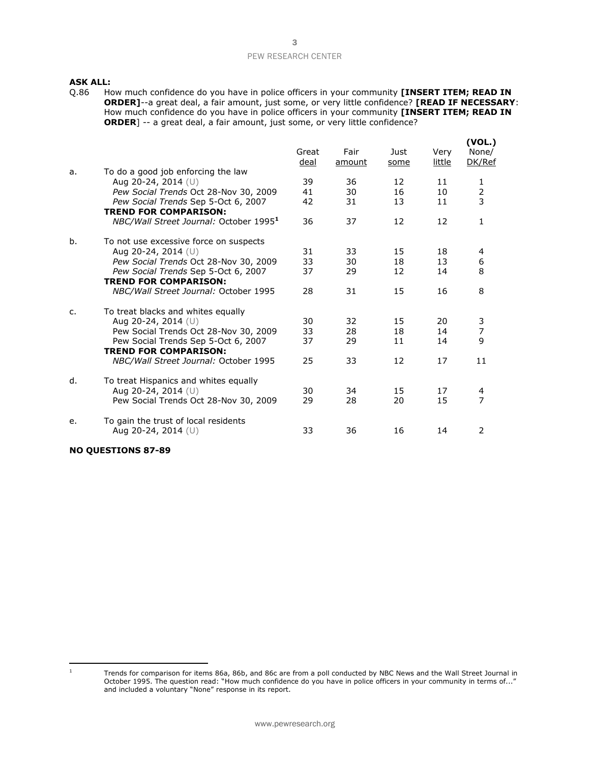**ASK ALL:**

Q.86 How much confidence do you have in police officers in your community **[INSERT ITEM; READ IN ORDER]**--a great deal, a fair amount, just some, or very little confidence? **[READ IF NECESSARY**: How much confidence do you have in police officers in your community **[INSERT ITEM; READ IN ORDER**] -- a great deal, a fair amount, just some, or very little confidence?

| | | Great deal | Fair amount | Just some | Very little | (VOL.) None/ DK/Ref |
|---|---|---|---|---|---|---|
| a. | To do a good job enforcing the law | | | | | |
| | Aug 20-24, 2014 (U) | 39 | 36 | 12 | 11 | 1 |
| | *Pew Social Trends* Oct 28-Nov 30, 2009 | 41 | 30 | 16 | 10 | 2 |
| | *Pew Social Trends* Sep 5-Oct 6, 2007 | 42 | 31 | 13 | 11 | 3 |
| | **TREND FOR COMPARISON:** | | | | | |
| | *NBC/Wall Street Journal:* October 1995[1] | 36 | 37 | 12 | 12 | 1 |
| b. | To not use excessive force on suspects | | | | | |
| | Aug 20-24, 2014 (U) | 31 | 33 | 15 | 18 | 4 |
| | *Pew Social Trends* Oct 28-Nov 30, 2009 | 33 | 30 | 18 | 13 | 6 |
| | *Pew Social Trends* Sep 5-Oct 6, 2007 | 37 | 29 | 12 | 14 | 8 |
| | **TREND FOR COMPARISON:** | | | | | |
| | *NBC/Wall Street Journal:* October 1995 | 28 | 31 | 15 | 16 | 8 |
| c. | To treat blacks and whites equally | | | | | |
| | Aug 20-24, 2014 (U) | 30 | 32 | 15 | 20 | 3 |
| | Pew Social Trends Oct 28-Nov 30, 2009 | 33 | 28 | 18 | 14 | 7 |
| | Pew Social Trends Sep 5-Oct 6, 2007 | 37 | 29 | 11 | 14 | 9 |
| | **TREND FOR COMPARISON:** | | | | | |
| | *NBC/Wall Street Journal:* October 1995 | 25 | 33 | 12 | 17 | 11 |
| d. | To treat Hispanics and whites equally | | | | | |
| | Aug 20-24, 2014 (U) | 30 | 34 | 15 | 17 | 4 |
| | Pew Social Trends Oct 28-Nov 30, 2009 | 29 | 28 | 20 | 15 | 7 |
| e. | To gain the trust of local residents | | | | | |
| | Aug 20-24, 2014 (U) | 33 | 36 | 16 | 14 | 2 |

**NO QUESTIONS 87-89**

[1] Trends for comparison for items 86a, 86b, and 86c are from a poll conducted by NBC News and the Wall Street Journal in October 1995. The question read: "How much confidence do you have in police officers in your community in terms of..." and included a voluntary "None" response in its report.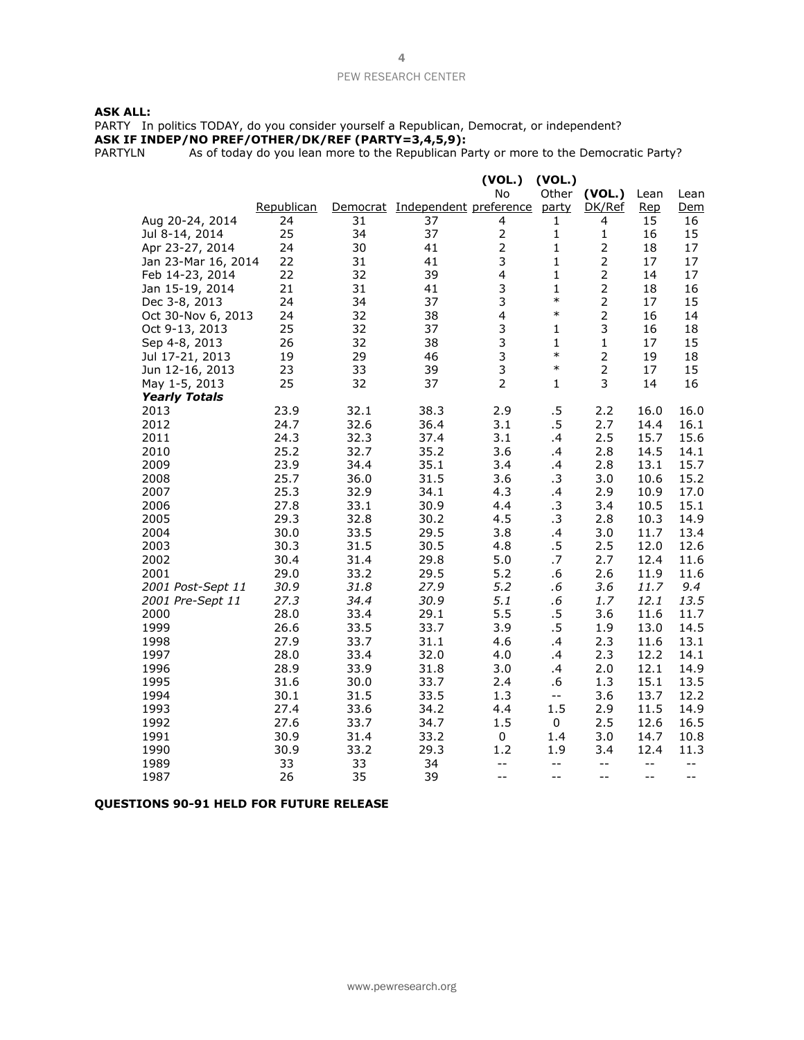**ASK ALL:**

PARTY In politics TODAY, do you consider yourself a Republican, Democrat, or independent?

**ASK IF INDEP/NO PREF/OTHER/DK/REF (PARTY=3,4,5,9):**

PARTYLN As of today do you lean more to the Republican Party or more to the Democratic Party?

| | Republican | Democrat | Independent | **(VOL.)** No preference | **(VOL.)** Other party | **(VOL.)** DK/Ref | Lean Rep | Lean Dem |
|---|---|---|---|---|---|---|---|---|
| Aug 20-24, 2014 | 24 | 31 | 37 | 4 | 1 | 4 | 15 | 16 |
| Jul 8-14, 2014 | 25 | 34 | 37 | 2 | 1 | 1 | 16 | 15 |
| Apr 23-27, 2014 | 24 | 30 | 41 | 2 | 1 | 2 | 18 | 17 |
| Jan 23-Mar 16, 2014 | 22 | 31 | 41 | 3 | 1 | 2 | 17 | 17 |
| Feb 14-23, 2014 | 22 | 32 | 39 | 4 | 1 | 2 | 14 | 17 |
| Jan 15-19, 2014 | 21 | 31 | 41 | 3 | 1 | 2 | 18 | 16 |
| Dec 3-8, 2013 | 24 | 34 | 37 | 3 | * | 2 | 17 | 15 |
| Oct 30-Nov 6, 2013 | 24 | 32 | 38 | 4 | * | 2 | 16 | 14 |
| Oct 9-13, 2013 | 25 | 32 | 37 | 3 | 1 | 3 | 16 | 18 |
| Sep 4-8, 2013 | 26 | 32 | 38 | 3 | 1 | 1 | 17 | 15 |
| Jul 17-21, 2013 | 19 | 29 | 46 | 3 | * | 2 | 19 | 18 |
| Jun 12-16, 2013 | 23 | 33 | 39 | 3 | * | 2 | 17 | 15 |
| May 1-5, 2013 | 25 | 32 | 37 | 2 | 1 | 3 | 14 | 16 |
| ***Yearly Totals*** | | | | | | | | |
| 2013 | 23.9 | 32.1 | 38.3 | 2.9 | .5 | 2.2 | 16.0 | 16.0 |
| 2012 | 24.7 | 32.6 | 36.4 | 3.1 | .5 | 2.7 | 14.4 | 16.1 |
| 2011 | 24.3 | 32.3 | 37.4 | 3.1 | .4 | 2.5 | 15.7 | 15.6 |
| 2010 | 25.2 | 32.7 | 35.2 | 3.6 | .4 | 2.8 | 14.5 | 14.1 |
| 2009 | 23.9 | 34.4 | 35.1 | 3.4 | .4 | 2.8 | 13.1 | 15.7 |
| 2008 | 25.7 | 36.0 | 31.5 | 3.6 | .3 | 3.0 | 10.6 | 15.2 |
| 2007 | 25.3 | 32.9 | 34.1 | 4.3 | .4 | 2.9 | 10.9 | 17.0 |
| 2006 | 27.8 | 33.1 | 30.9 | 4.4 | .3 | 3.4 | 10.5 | 15.1 |
| 2005 | 29.3 | 32.8 | 30.2 | 4.5 | .3 | 2.8 | 10.3 | 14.9 |
| 2004 | 30.0 | 33.5 | 29.5 | 3.8 | .4 | 3.0 | 11.7 | 13.4 |
| 2003 | 30.3 | 31.5 | 30.5 | 4.8 | .5 | 2.5 | 12.0 | 12.6 |
| 2002 | 30.4 | 31.4 | 29.8 | 5.0 | .7 | 2.7 | 12.4 | 11.6 |
| 2001 | 29.0 | 33.2 | 29.5 | 5.2 | .6 | 2.6 | 11.9 | 11.6 |
| *2001 Post-Sept 11* | *30.9* | *31.8* | *27.9* | *5.2* | *.6* | *3.6* | *11.7* | *9.4* |
| *2001 Pre-Sept 11* | *27.3* | *34.4* | *30.9* | *5.1* | *.6* | *1.7* | *12.1* | *13.5* |
| 2000 | 28.0 | 33.4 | 29.1 | 5.5 | .5 | 3.6 | 11.6 | 11.7 |
| 1999 | 26.6 | 33.5 | 33.7 | 3.9 | .5 | 1.9 | 13.0 | 14.5 |
| 1998 | 27.9 | 33.7 | 31.1 | 4.6 | .4 | 2.3 | 11.6 | 13.1 |
| 1997 | 28.0 | 33.4 | 32.0 | 4.0 | .4 | 2.3 | 12.2 | 14.1 |
| 1996 | 28.9 | 33.9 | 31.8 | 3.0 | .4 | 2.0 | 12.1 | 14.9 |
| 1995 | 31.6 | 30.0 | 33.7 | 2.4 | .6 | 1.3 | 15.1 | 13.5 |
| 1994 | 30.1 | 31.5 | 33.5 | 1.3 | -- | 3.6 | 13.7 | 12.2 |
| 1993 | 27.4 | 33.6 | 34.2 | 4.4 | 1.5 | 2.9 | 11.5 | 14.9 |
| 1992 | 27.6 | 33.7 | 34.7 | 1.5 | 0 | 2.5 | 12.6 | 16.5 |
| 1991 | 30.9 | 31.4 | 33.2 | 0 | 1.4 | 3.0 | 14.7 | 10.8 |
| 1990 | 30.9 | 33.2 | 29.3 | 1.2 | 1.9 | 3.4 | 12.4 | 11.3 |
| 1989 | 33 | 33 | 34 | -- | -- | -- | -- | -- |
| 1987 | 26 | 35 | 39 | -- | -- | -- | -- | -- |

**QUESTIONS 90-91 HELD FOR FUTURE RELEASE**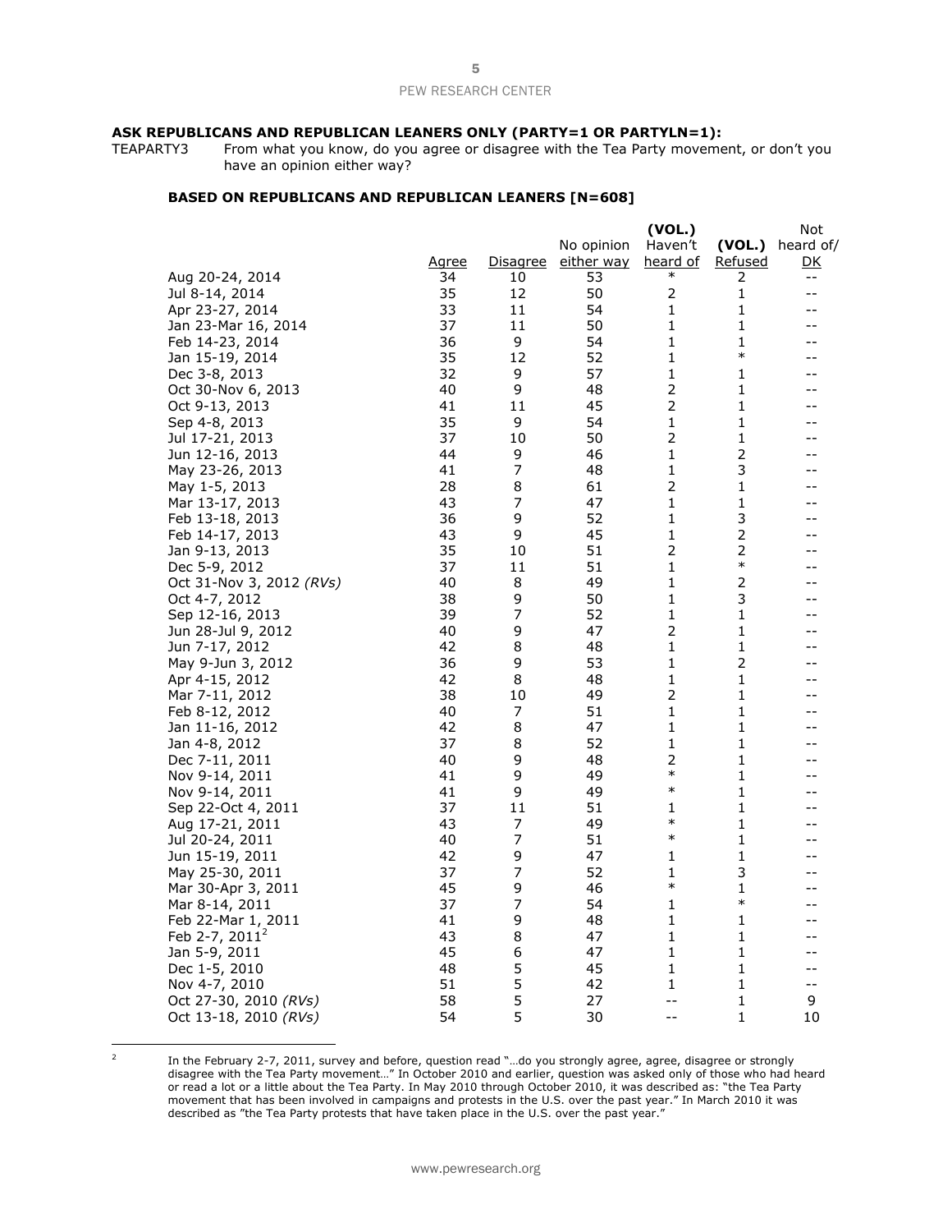**ASK REPUBLICANS AND REPUBLICAN LEANERS ONLY (PARTY=1 OR PARTYLN=1):**

TEAPARTY3 From what you know, do you agree or disagree with the Tea Party movement, or don't you have an opinion either way?

**BASED ON REPUBLICANS AND REPUBLICAN LEANERS [N=608]**

| | Agree | Disagree | No opinion either way | (VOL.) Haven't heard of | (VOL.) Refused | Not heard of/ DK |
|---|---|---|---|---|---|---|
| Aug 20-24, 2014 | 34 | 10 | 53 | * | 2 | -- |
| Jul 8-14, 2014 | 35 | 12 | 50 | 2 | 1 | -- |
| Apr 23-27, 2014 | 33 | 11 | 54 | 1 | 1 | -- |
| Jan 23-Mar 16, 2014 | 37 | 11 | 50 | 1 | 1 | -- |
| Feb 14-23, 2014 | 36 | 9 | 54 | 1 | 1 | -- |
| Jan 15-19, 2014 | 35 | 12 | 52 | 1 | * | -- |
| Dec 3-8, 2013 | 32 | 9 | 57 | 1 | 1 | -- |
| Oct 30-Nov 6, 2013 | 40 | 9 | 48 | 2 | 1 | -- |
| Oct 9-13, 2013 | 41 | 11 | 45 | 2 | 1 | -- |
| Sep 4-8, 2013 | 35 | 9 | 54 | 1 | 1 | -- |
| Jul 17-21, 2013 | 37 | 10 | 50 | 2 | 1 | -- |
| Jun 12-16, 2013 | 44 | 9 | 46 | 1 | 2 | -- |
| May 23-26, 2013 | 41 | 7 | 48 | 1 | 3 | -- |
| May 1-5, 2013 | 28 | 8 | 61 | 2 | 1 | -- |
| Mar 13-17, 2013 | 43 | 7 | 47 | 1 | 1 | -- |
| Feb 13-18, 2013 | 36 | 9 | 52 | 1 | 3 | -- |
| Feb 14-17, 2013 | 43 | 9 | 45 | 1 | 2 | -- |
| Jan 9-13, 2013 | 35 | 10 | 51 | 2 | 2 | -- |
| Dec 5-9, 2012 | 37 | 11 | 51 | 1 | * | -- |
| Oct 31-Nov 3, 2012 *(RVs)* | 40 | 8 | 49 | 1 | 2 | -- |
| Oct 4-7, 2012 | 38 | 9 | 50 | 1 | 3 | -- |
| Sep 12-16, 2013 | 39 | 7 | 52 | 1 | 1 | -- |
| Jun 28-Jul 9, 2012 | 40 | 9 | 47 | 2 | 1 | -- |
| Jun 7-17, 2012 | 42 | 8 | 48 | 1 | 1 | -- |
| May 9-Jun 3, 2012 | 36 | 9 | 53 | 1 | 2 | -- |
| Apr 4-15, 2012 | 42 | 8 | 48 | 1 | 1 | -- |
| Mar 7-11, 2012 | 38 | 10 | 49 | 2 | 1 | -- |
| Feb 8-12, 2012 | 40 | 7 | 51 | 1 | 1 | -- |
| Jan 11-16, 2012 | 42 | 8 | 47 | 1 | 1 | -- |
| Jan 4-8, 2012 | 37 | 8 | 52 | 1 | 1 | -- |
| Dec 7-11, 2011 | 40 | 9 | 48 | 2 | 1 | -- |
| Nov 9-14, 2011 | 41 | 9 | 49 | * | 1 | -- |
| Nov 9-14, 2011 | 41 | 9 | 49 | * | 1 | -- |
| Sep 22-Oct 4, 2011 | 37 | 11 | 51 | 1 | 1 | -- |
| Aug 17-21, 2011 | 43 | 7 | 49 | * | 1 | -- |
| Jul 20-24, 2011 | 40 | 7 | 51 | * | 1 | -- |
| Jun 15-19, 2011 | 42 | 9 | 47 | 1 | 1 | -- |
| May 25-30, 2011 | 37 | 7 | 52 | 1 | 3 | -- |
| Mar 30-Apr 3, 2011 | 45 | 9 | 46 | * | 1 | -- |
| Mar 8-14, 2011 | 37 | 7 | 54 | 1 | * | -- |
| Feb 22-Mar 1, 2011 | 41 | 9 | 48 | 1 | 1 | -- |
| Feb 2-7, 2011[2] | 43 | 8 | 47 | 1 | 1 | -- |
| Jan 5-9, 2011 | 45 | 6 | 47 | 1 | 1 | -- |
| Dec 1-5, 2010 | 48 | 5 | 45 | 1 | 1 | -- |
| Nov 4-7, 2010 | 51 | 5 | 42 | 1 | 1 | -- |
| Oct 27-30, 2010 *(RVs)* | 58 | 5 | 27 | -- | 1 | 9 |
| Oct 13-18, 2010 *(RVs)* | 54 | 5 | 30 | -- | 1 | 10 |

[2] In the February 2-7, 2011, survey and before, question read "…do you strongly agree, agree, disagree or strongly disagree with the Tea Party movement…" In October 2010 and earlier, question was asked only of those who had heard or read a lot or a little about the Tea Party. In May 2010 through October 2010, it was described as: "the Tea Party movement that has been involved in campaigns and protests in the U.S. over the past year." In March 2010 it was described as "the Tea Party protests that have taken place in the U.S. over the past year."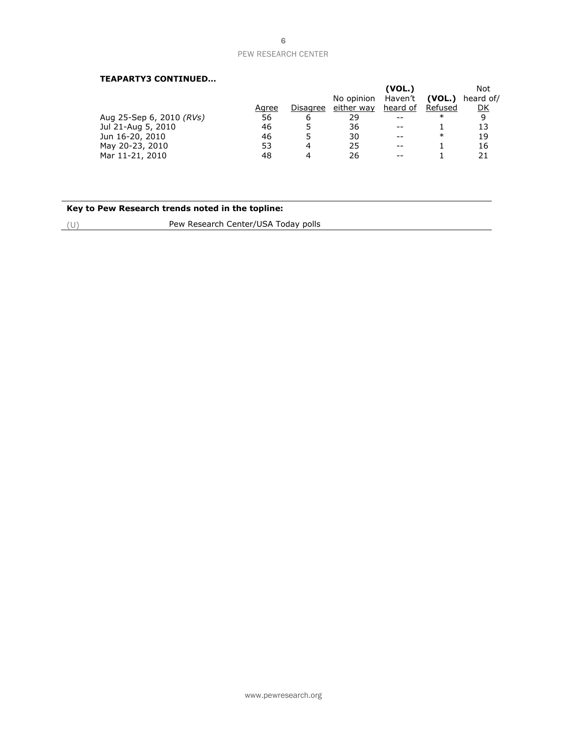**TEAPARTY3 CONTINUED…**

| | Agree | Disagree | No opinion either way | (VOL.) Haven't heard of | (VOL.) Refused | Not heard of/ DK |
|---|---|---|---|---|---|---|
| Aug 25-Sep 6, 2010 *(RVs)* | 56 | 6 | 29 | -- | * | 9 |
| Jul 21-Aug 5, 2010 | 46 | 5 | 36 | -- | 1 | 13 |
| Jun 16-20, 2010 | 46 | 5 | 30 | -- | * | 19 |
| May 20-23, 2010 | 53 | 4 | 25 | -- | 1 | 16 |
| Mar 11-21, 2010 | 48 | 4 | 26 | -- | 1 | 21 |

**Key to Pew Research trends noted in the topline:**

(U) Pew Research Center/USA Today polls